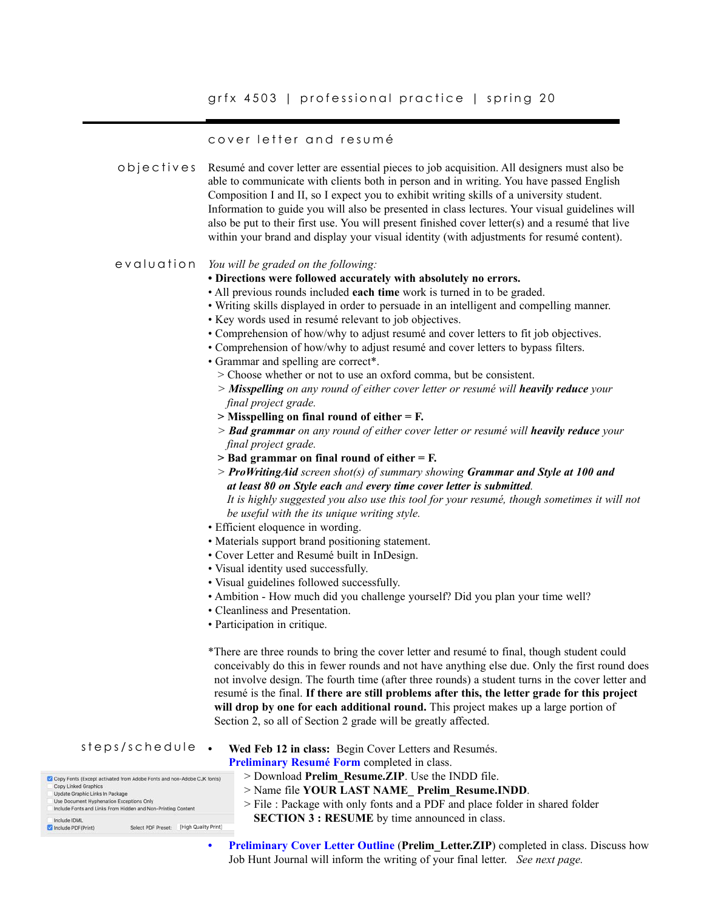grfx 4503 | professional practice | spring 20

## cover letter and resumé

**objectives**

Resumé and cover letter are essential pieces to job acquisition. All designers must also be able to communicate with clients both in person and in writing. You have passed English Composition I and II, so I expect you to exhibit writing skills of a university student. Information to guide you will also be presented in class lectures. Your visual guidelines will also be put to their first use. You will present finished cover letter(s) and a resumé that live within your brand and display your visual identity (with adjustments for resumé content).

**evaluation**

*You will be graded on the following:*

- **Directions were followed accurately with absolutely no errors.**
- All previous rounds included **each time** work is turned in to be graded.
- Writing skills displayed in order to persuade in an intelligent and compelling manner.
- Key words used in resumé relevant to job objectives.
- Comprehension of how/why to adjust resumé and cover letters to fit job objectives.
- Comprehension of how/why to adjust resumé and cover letters to bypass filters.
- Grammar and spelling are correct*.
  - > Choose whether or not to use an oxford comma, but be consistent.
  - > ***Misspelling*** *on any round of either cover letter or resumé will* ***heavily reduce*** *your final project grade.*
  - **> Misspelling on final round of either = F.**
  - > ***Bad grammar*** *on any round of either cover letter or resumé will* ***heavily reduce*** *your final project grade.*
  - **> Bad grammar on final round of either = F.**
  - > ***ProWritingAid*** *screen shot(s) of summary showing* ***Grammar and Style at 100 and at least 80 on Style each*** *and* ***every time cover letter is submitted****.*
    *It is highly suggested you also use this tool for your resumé, though sometimes it will not be useful with the its unique writing style.*
- Efficient eloquence in wording.
- Materials support brand positioning statement.
- Cover Letter and Resumé built in InDesign.
- Visual identity used successfully.
- Visual guidelines followed successfully.
- Ambition - How much did you challenge yourself? Did you plan your time well?
- Cleanliness and Presentation.
- Participation in critique.

*There are three rounds to bring the cover letter and resumé to final, though student could conceivably do this in fewer rounds and not have anything else due. Only the first round does not involve design. The fourth time (after three rounds) a student turns in the cover letter and resumé is the final. **If there are still problems after this, the letter grade for this project will drop by one for each additional round.** This project makes up a large portion of Section 2, so all of Section 2 grade will be greatly affected.

**steps/schedule**

- **Wed Feb 12 in class:** Begin Cover Letters and Resumés.
  **Preliminary Resumé Form** completed in class.
  > Download **Prelim_Resume.ZIP**. Use the INDD file.
  > Name file **YOUR LAST NAME_ Prelim_Resume.INDD**.
  > File : Package with only fonts and a PDF and place folder in shared folder **SECTION 3 : RESUME** by time announced in class.

  ☑ Copy Fonts (Except activated from Adobe Fonts and non-Adobe CJK fonts)
  ☐ Copy Linked Graphics
  ☐ Update Graphic Links In Package
  ☐ Use Document Hyphenation Exceptions Only
  ☐ Include Fonts and Links From Hidden and Non-Printing Content
  ☐ Include IDML
  ☑ Include PDF(Print) Select PDF Preset: [High Quality Print]

- **Preliminary Cover Letter Outline** (**Prelim_Letter.ZIP**) completed in class. Discuss how Job Hunt Journal will inform the writing of your final letter. *See next page.*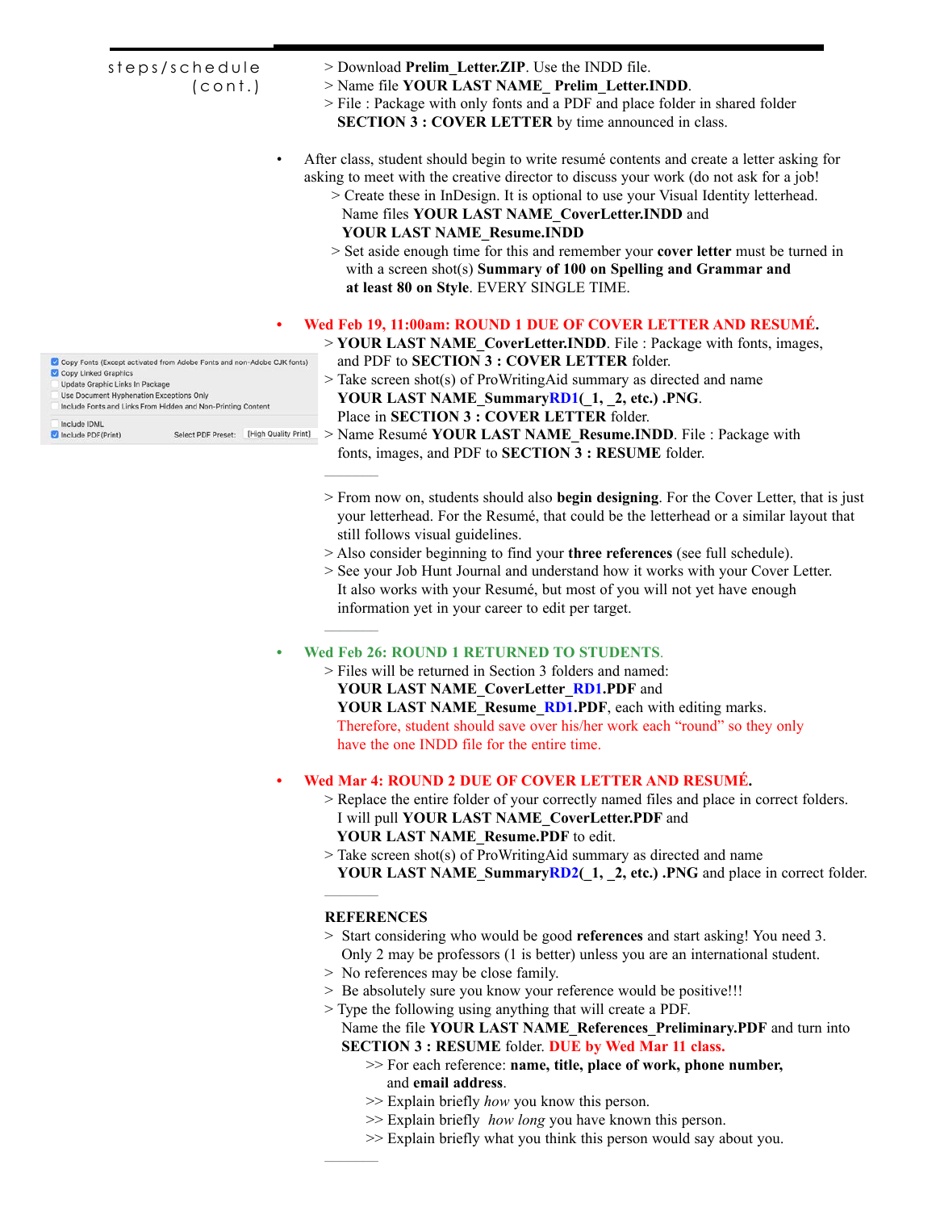steps/schedule (cont.)

> Download **Prelim_Letter.ZIP**. Use the INDD file.
> Name file **YOUR LAST NAME_ Prelim_Letter.INDD**.
> File : Package with only fonts and a PDF and place folder in shared folder **SECTION 3 : COVER LETTER** by time announced in class.

- After class, student should begin to write resumé contents and create a letter asking for asking to meet with the creative director to discuss your work (do not ask for a job!
  > Create these in InDesign. It is optional to use your Visual Identity letterhead. Name files **YOUR LAST NAME_CoverLetter.INDD** and **YOUR LAST NAME_Resume.INDD**
  > Set aside enough time for this and remember your **cover letter** must be turned in with a screen shot(s) **Summary of 100 on Spelling and Grammar and at least 80 on Style**. EVERY SINGLE TIME.

- **Wed Feb 19, 11:00am: ROUND 1 DUE OF COVER LETTER AND RESUMÉ.**
  > **YOUR LAST NAME_CoverLetter.INDD**. File : Package with fonts, images, and PDF to **SECTION 3 : COVER LETTER** folder.
  > Take screen shot(s) of ProWritingAid summary as directed and name **YOUR LAST NAME_SummaryRD1(_1, _2, etc.) .PNG**. Place in **SECTION 3 : COVER LETTER** folder.
  > Name Resumé **YOUR LAST NAME_Resume.INDD**. File : Package with fonts, images, and PDF to **SECTION 3 : RESUME** folder.

Copy Fonts (Except activated from Adobe Fonts and non-Adobe CJK fonts)
Copy Linked Graphics
Update Graphic Links In Package
Use Document Hyphenation Exceptions Only
Include Fonts and Links From Hidden and Non-Printing Content
Include IDML
Include PDF(Print) Select PDF Preset: [High Quality Print]

---

> From now on, students should also **begin designing**. For the Cover Letter, that is just your letterhead. For the Resumé, that could be the letterhead or a similar layout that still follows visual guidelines.
> Also consider beginning to find your **three references** (see full schedule).
> See your Job Hunt Journal and understand how it works with your Cover Letter. It also works with your Resumé, but most of you will not yet have enough information yet in your career to edit per target.

---

- **Wed Feb 26: ROUND 1 RETURNED TO STUDENTS**.
  > Files will be returned in Section 3 folders and named:
  **YOUR LAST NAME_CoverLetter_RD1.PDF** and
  **YOUR LAST NAME_Resume_RD1.PDF**, each with editing marks.
  Therefore, student should save over his/her work each "round" so they only have the one INDD file for the entire time.

- **Wed Mar 4: ROUND 2 DUE OF COVER LETTER AND RESUMÉ.**
  > Replace the entire folder of your correctly named files and place in correct folders. I will pull **YOUR LAST NAME_CoverLetter.PDF** and **YOUR LAST NAME_Resume.PDF** to edit.
  > Take screen shot(s) of ProWritingAid summary as directed and name **YOUR LAST NAME_SummaryRD2(_1, _2, etc.) .PNG** and place in correct folder.

---

**REFERENCES**

> Start considering who would be good **references** and start asking! You need 3. Only 2 may be professors (1 is better) unless you are an international student.
> No references may be close family.
> Be absolutely sure you know your reference would be positive!!!
> Type the following using anything that will create a PDF. Name the file **YOUR LAST NAME_References_Preliminary.PDF** and turn into **SECTION 3 : RESUME** folder. **DUE by Wed Mar 11 class.**
>> For each reference: **name, title, place of work, phone number,** and **email address**.
>> Explain briefly *how* you know this person.
>> Explain briefly *how long* you have known this person.
>> Explain briefly what you think this person would say about you.

---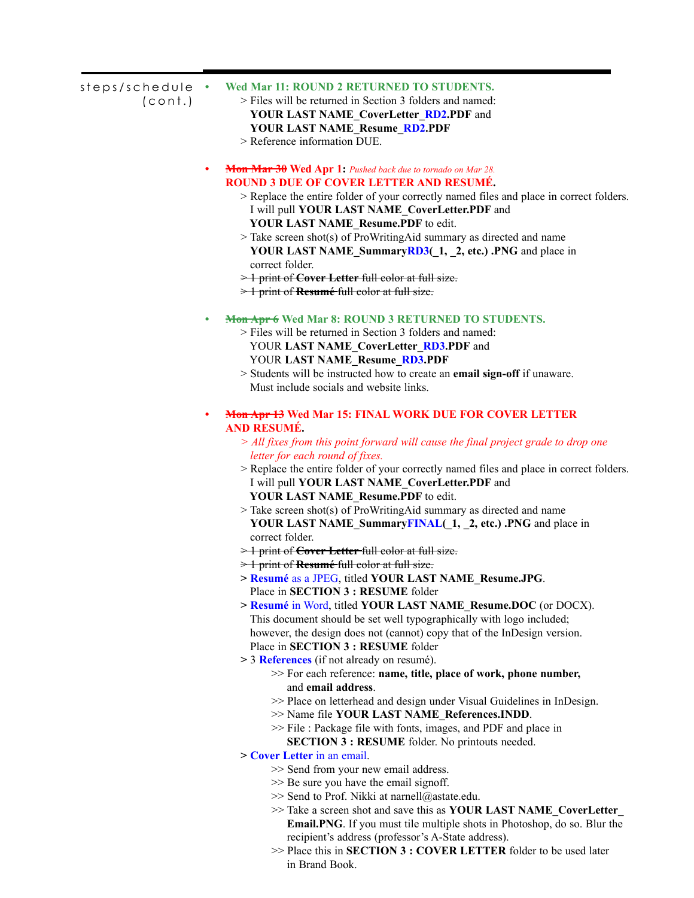steps/schedule (cont.)

- **Wed Mar 11: ROUND 2 RETURNED TO STUDENTS.**
  > Files will be returned in Section 3 folders and named:
  **YOUR LAST NAME_CoverLetter_RD2.PDF** and
  **YOUR LAST NAME_Resume_RD2.PDF**
  > Reference information DUE.

- ~~**Mon Mar 30**~~ **Wed Apr 1:** *Pushed back due to tornado on Mar 28.*
  **ROUND 3 DUE OF COVER LETTER AND RESUMÉ.**
  > Replace the entire folder of your correctly named files and place in correct folders. I will pull **YOUR LAST NAME_CoverLetter.PDF** and **YOUR LAST NAME_Resume.PDF** to edit.
  > Take screen shot(s) of ProWritingAid summary as directed and name **YOUR LAST NAME_SummaryRD3(_1, _2, etc.) .PNG** and place in correct folder.
  ~~> 1 print of **Cover Letter** full color at full size.~~
  ~~> 1 print of **Resumé** full color at full size.~~

- ~~**Mon Apr 6**~~ **Wed Mar 8: ROUND 3 RETURNED TO STUDENTS.**
  > Files will be returned in Section 3 folders and named:
  YOUR **LAST NAME_CoverLetter_RD3.PDF** and
  YOUR **LAST NAME_Resume_RD3.PDF**
  > Students will be instructed how to create an **email sign-off** if unaware. Must include socials and website links.

- ~~**Mon Apr 13**~~ **Wed Mar 15: FINAL WORK DUE FOR COVER LETTER AND RESUMÉ.**
  *> All fixes from this point forward will cause the final project grade to drop one letter for each round of fixes.*
  > Replace the entire folder of your correctly named files and place in correct folders. I will pull **YOUR LAST NAME_CoverLetter.PDF** and **YOUR LAST NAME_Resume.PDF** to edit.
  > Take screen shot(s) of ProWritingAid summary as directed and name **YOUR LAST NAME_SummaryFINAL(_1, _2, etc.) .PNG** and place in correct folder.
  ~~> 1 print of **Cover Letter** full color at full size.~~
  ~~> 1 print of **Resumé** full color at full size.~~
  **>** **Resumé** as a JPEG, titled **YOUR LAST NAME_Resume.JPG**. Place in **SECTION 3 : RESUME** folder
  **>** **Resumé** in Word, titled **YOUR LAST NAME_Resume.DOC** (or DOCX). This document should be set well typographically with logo included; however, the design does not (cannot) copy that of the InDesign version. Place in **SECTION 3 : RESUME** folder
  **>** 3 **References** (if not already on resumé).
    >> For each reference: **name, title, place of work, phone number,** and **email address**.
    >> Place on letterhead and design under Visual Guidelines in InDesign.
    >> Name file **YOUR LAST NAME_References.INDD**.
    >> File : Package file with fonts, images, and PDF and place in **SECTION 3 : RESUME** folder. No printouts needed.
  **>** **Cover Letter** in an email.
    >> Send from your new email address.
    >> Be sure you have the email signoff.
    >> Send to Prof. Nikki at narnell@astate.edu.
    >> Take a screen shot and save this as **YOUR LAST NAME_CoverLetter_Email.PNG**. If you must tile multiple shots in Photoshop, do so. Blur the recipient's address (professor's A-State address).
    >> Place this in **SECTION 3 : COVER LETTER** folder to be used later in Brand Book.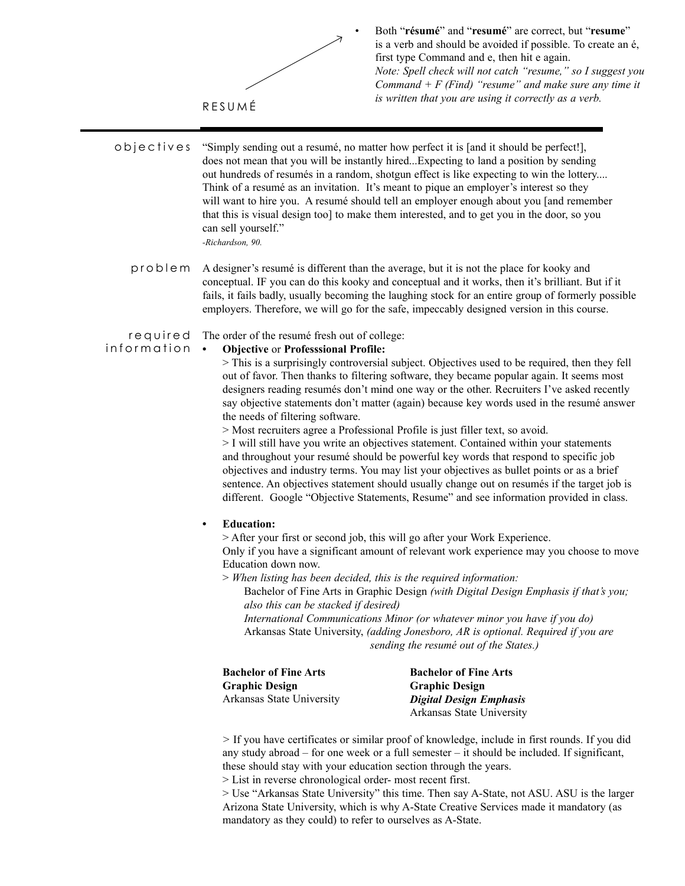- Both "**résumé**" and "**resumé**" are correct, but "**resume**" is a verb and should be avoided if possible. To create an é, first type Command and e, then hit e again.
  *Note: Spell check will not catch "resume," so I suggest you Command + F (Find) "resume" and make sure any time it is written that you are using it correctly as a verb.*

# RESUMÉ

---

## objectives

"Simply sending out a resumé, no matter how perfect it is [and it should be perfect!], does not mean that you will be instantly hired...Expecting to land a position by sending out hundreds of resumés in a random, shotgun effect is like expecting to win the lottery.... Think of a resumé as an invitation. It's meant to pique an employer's interest so they will want to hire you. A resumé should tell an employer enough about you [and remember that this is visual design too] to make them interested, and to get you in the door, so you can sell yourself."
*-Richardson, 90.*

## problem

A designer's resumé is different than the average, but it is not the place for kooky and conceptual. IF you can do this kooky and conceptual and it works, then it's brilliant. But if it fails, it fails badly, usually becoming the laughing stock for an entire group of formerly possible employers. Therefore, we will go for the safe, impeccably designed version in this course.

## required information

The order of the resumé fresh out of college:

- **Objective** or **Professsional Profile:**
  > This is a surprisingly controversial subject. Objectives used to be required, then they fell out of favor. Then thanks to filtering software, they became popular again. It seems most designers reading resumés don't mind one way or the other. Recruiters I've asked recently say objective statements don't matter (again) because key words used in the resumé answer the needs of filtering software.
  > Most recruiters agree a Professional Profile is just filler text, so avoid.
  > I will still have you write an objectives statement. Contained within your statements and throughout your resumé should be powerful key words that respond to specific job objectives and industry terms. You may list your objectives as bullet points or as a brief sentence. An objectives statement should usually change out on resumés if the target job is different. Google "Objective Statements, Resume" and see information provided in class.

- **Education:**
  > After your first or second job, this will go after your Work Experience.
  Only if you have a significant amount of relevant work experience may you choose to move Education down now.
  > *When listing has been decided, this is the required information:*
  Bachelor of Fine Arts in Graphic Design *(with Digital Design Emphasis if that's you; also this can be stacked if desired)*
  *International Communications Minor (or whatever minor you have if you do)*
  Arkansas State University, *(adding Jonesboro, AR is optional. Required if you are sending the resumé out of the States.)*

  **Bachelor of Fine Arts**
  **Graphic Design**
  Arkansas State University

  **Bachelor of Fine Arts**
  **Graphic Design**
  ***Digital Design Emphasis***
  Arkansas State University

  > If you have certificates or similar proof of knowledge, include in first rounds. If you did any study abroad – for one week or a full semester – it should be included. If significant, these should stay with your education section through the years.
  > List in reverse chronological order- most recent first.
  > Use "Arkansas State University" this time. Then say A-State, not ASU. ASU is the larger Arizona State University, which is why A-State Creative Services made it mandatory (as mandatory as they could) to refer to ourselves as A-State.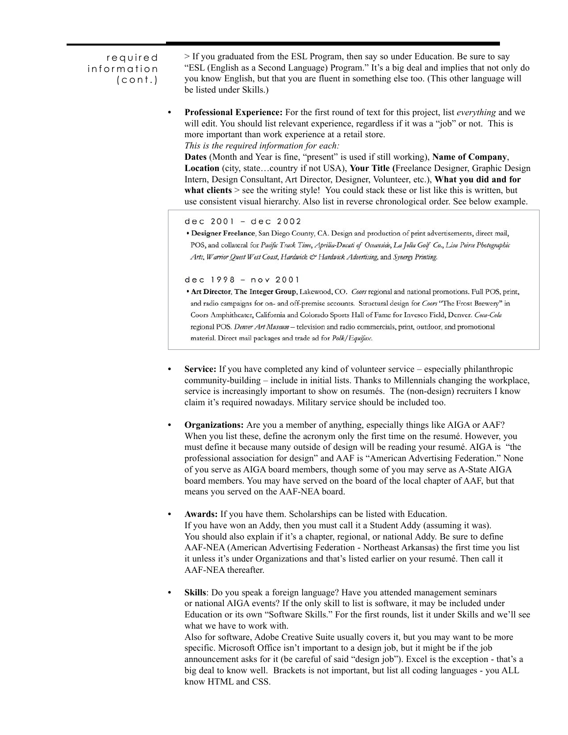required information (cont.)

> If you graduated from the ESL Program, then say so under Education. Be sure to say "ESL (English as a Second Language) Program." It's a big deal and implies that not only do you know English, but that you are fluent in something else too. (This other language will be listed under Skills.)

- **Professional Experience:** For the first round of text for this project, list *everything* and we will edit. You should list relevant experience, regardless if it was a "job" or not. This is more important than work experience at a retail store.
  *This is the required information for each:*
  **Dates** (Month and Year is fine, "present" is used if still working), **Name of Company**, **Location** (city, state…country if not USA), **Your Title (**Freelance Designer, Graphic Design Intern, Design Consultant, Art Director, Designer, Volunteer, etc.), **What you did and for what clients** > see the writing style! You could stack these or list like this is written, but use consistent visual hierarchy. Also list in reverse chronological order. See below example.

> dec 2001 – dec 2002
>
> • **Designer Freelance**, San Diego County, CA. Design and production of print advertisements, direct mail, POS, and collateral for *Pacific Track Time*, *Aprilia-Ducati of Oceanside*, *La Jolla Golf Co.*, *Lisa Peirce Photographic Arts*, *Warrior Quest West Coast*, *Hardwick & Hardwick Advertising*, and *Synergy Printing*.
>
> dec 1998 – nov 2001
>
> • **Art Director**, **The Integer Group**, Lakewood, CO. *Coors* regional and national promotions. Full POS, print, and radio campaigns for on- and off-premise accounts. Structural design for *Coors* "The Frost Brewery" in Coors Amphitheater, California and Colorado Sports Hall of Fame for Invesco Field, Denver. *Coca-Cola* regional POS. *Denver Art Museum* – television and radio commercials, print, outdoor, and promotional material. Direct mail packages and trade ad for *Polk/Equifax*.

- **Service:** If you have completed any kind of volunteer service – especially philanthropic community-building – include in initial lists. Thanks to Millennials changing the workplace, service is increasingly important to show on resumés. The (non-design) recruiters I know claim it's required nowadays. Military service should be included too.

- **Organizations:** Are you a member of anything, especially things like AIGA or AAF? When you list these, define the acronym only the first time on the resumé. However, you must define it because many outside of design will be reading your resumé. AIGA is "the professional association for design" and AAF is "American Advertising Federation." None of you serve as AIGA board members, though some of you may serve as A-State AIGA board members. You may have served on the board of the local chapter of AAF, but that means you served on the AAF-NEA board.

- **Awards:** If you have them. Scholarships can be listed with Education.
  If you have won an Addy, then you must call it a Student Addy (assuming it was).
  You should also explain if it's a chapter, regional, or national Addy. Be sure to define AAF-NEA (American Advertising Federation - Northeast Arkansas) the first time you list it unless it's under Organizations and that's listed earlier on your resumé. Then call it AAF-NEA thereafter.

- **Skills**: Do you speak a foreign language? Have you attended management seminars or national AIGA events? If the only skill to list is software, it may be included under Education or its own "Software Skills." For the first rounds, list it under Skills and we'll see what we have to work with.
  Also for software, Adobe Creative Suite usually covers it, but you may want to be more specific. Microsoft Office isn't important to a design job, but it might be if the job announcement asks for it (be careful of said "design job"). Excel is the exception - that's a big deal to know well. Brackets is not important, but list all coding languages - you ALL know HTML and CSS.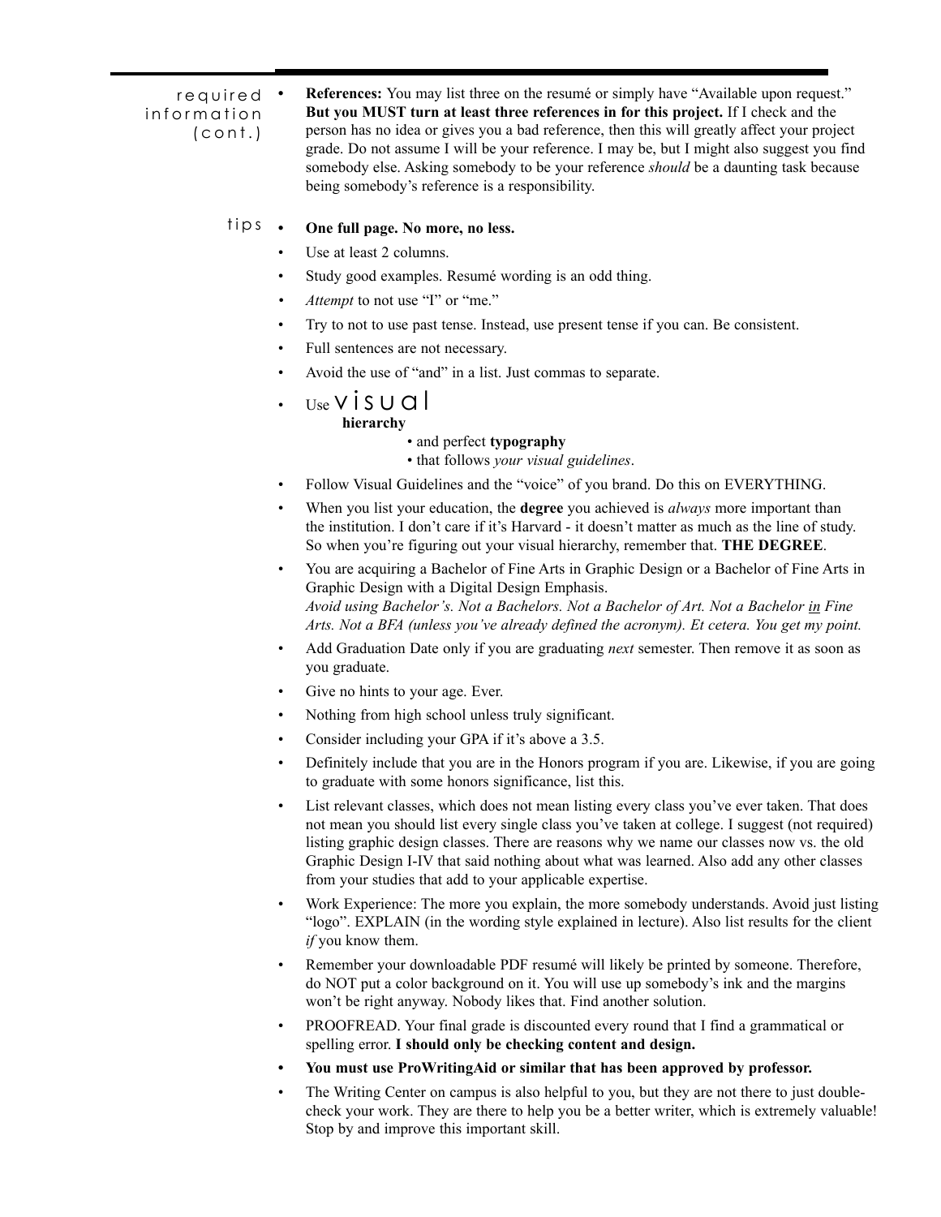## required information (cont.)

- **References:** You may list three on the resumé or simply have "Available upon request." **But you MUST turn at least three references in for this project.** If I check and the person has no idea or gives you a bad reference, then this will greatly affect your project grade. Do not assume I will be your reference. I may be, but I might also suggest you find somebody else. Asking somebody to be your reference *should* be a daunting task because being somebody's reference is a responsibility.

## tips

- **One full page. No more, no less.**
- Use at least 2 columns.
- Study good examples. Resumé wording is an odd thing.
- *Attempt* to not use "I" or "me."
- Try to not to use past tense. Instead, use present tense if you can. Be consistent.
- Full sentences are not necessary.
- Avoid the use of "and" in a list. Just commas to separate.
- Use visual **hierarchy**
  - and perfect **typography**
  - that follows *your visual guidelines*.
- Follow Visual Guidelines and the "voice" of you brand. Do this on EVERYTHING.
- When you list your education, the **degree** you achieved is *always* more important than the institution. I don't care if it's Harvard - it doesn't matter as much as the line of study. So when you're figuring out your visual hierarchy, remember that. **THE DEGREE**.
- You are acquiring a Bachelor of Fine Arts in Graphic Design or a Bachelor of Fine Arts in Graphic Design with a Digital Design Emphasis.
  *Avoid using Bachelor's. Not a Bachelors. Not a Bachelor of Art. Not a Bachelor <u>in</u> Fine Arts. Not a BFA (unless you've already defined the acronym). Et cetera. You get my point.*
- Add Graduation Date only if you are graduating *next* semester. Then remove it as soon as you graduate.
- Give no hints to your age. Ever.
- Nothing from high school unless truly significant.
- Consider including your GPA if it's above a 3.5.
- Definitely include that you are in the Honors program if you are. Likewise, if you are going to graduate with some honors significance, list this.
- List relevant classes, which does not mean listing every class you've ever taken. That does not mean you should list every single class you've taken at college. I suggest (not required) listing graphic design classes. There are reasons why we name our classes now vs. the old Graphic Design I-IV that said nothing about what was learned. Also add any other classes from your studies that add to your applicable expertise.
- Work Experience: The more you explain, the more somebody understands. Avoid just listing "logo". EXPLAIN (in the wording style explained in lecture). Also list results for the client *if* you know them.
- Remember your downloadable PDF resumé will likely be printed by someone. Therefore, do NOT put a color background on it. You will use up somebody's ink and the margins won't be right anyway. Nobody likes that. Find another solution.
- PROOFREAD. Your final grade is discounted every round that I find a grammatical or spelling error. **I should only be checking content and design.**
- **You must use ProWritingAid or similar that has been approved by professor.**
- The Writing Center on campus is also helpful to you, but they are not there to just double-check your work. They are there to help you be a better writer, which is extremely valuable! Stop by and improve this important skill.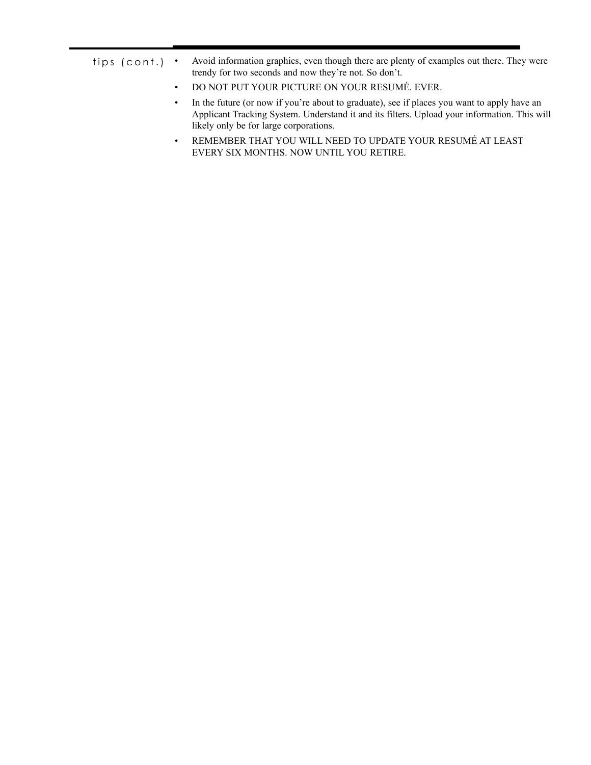tips (cont.)

- Avoid information graphics, even though there are plenty of examples out there. They were trendy for two seconds and now they're not. So don't.
- DO NOT PUT YOUR PICTURE ON YOUR RESUMÉ. EVER.
- In the future (or now if you're about to graduate), see if places you want to apply have an Applicant Tracking System. Understand it and its filters. Upload your information. This will likely only be for large corporations.
- REMEMBER THAT YOU WILL NEED TO UPDATE YOUR RESUMÉ AT LEAST EVERY SIX MONTHS. NOW UNTIL YOU RETIRE.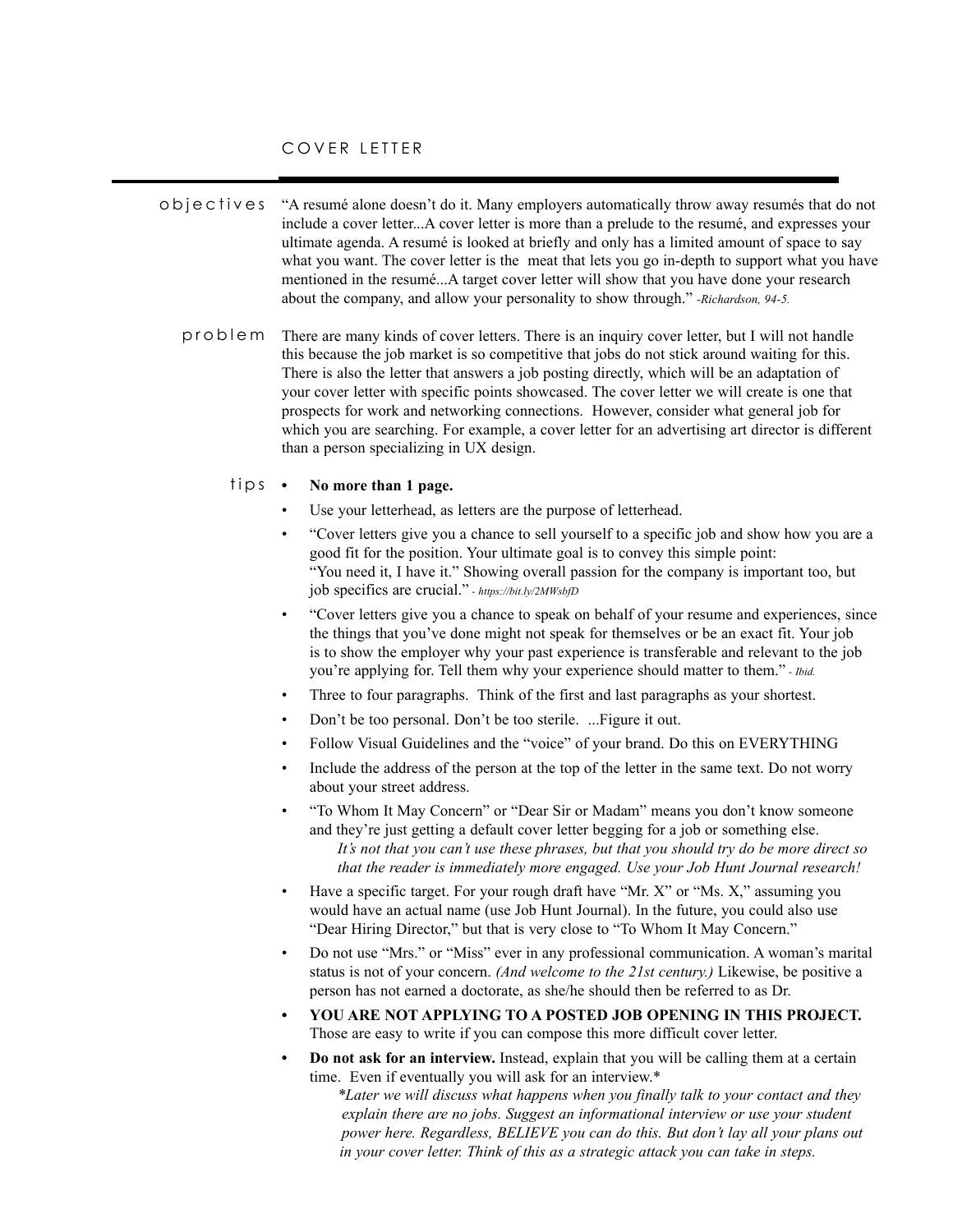# COVER LETTER

**objectives**

"A resumé alone doesn't do it. Many employers automatically throw away resumés that do not include a cover letter...A cover letter is more than a prelude to the resumé, and expresses your ultimate agenda. A resumé is looked at briefly and only has a limited amount of space to say what you want. The cover letter is the meat that lets you go in-depth to support what you have mentioned in the resumé...A target cover letter will show that you have done your research about the company, and allow your personality to show through." *-Richardson, 94-5.*

**problem**

There are many kinds of cover letters. There is an inquiry cover letter, but I will not handle this because the job market is so competitive that jobs do not stick around waiting for this. There is also the letter that answers a job posting directly, which will be an adaptation of your cover letter with specific points showcased. The cover letter we will create is one that prospects for work and networking connections. However, consider what general job for which you are searching. For example, a cover letter for an advertising art director is different than a person specializing in UX design.

**tips**

- **No more than 1 page.**
- Use your letterhead, as letters are the purpose of letterhead.
- "Cover letters give you a chance to sell yourself to a specific job and show how you are a good fit for the position. Your ultimate goal is to convey this simple point: "You need it, I have it." Showing overall passion for the company is important too, but job specifics are crucial." *- https://bit.ly/2MWsbfD*
- "Cover letters give you a chance to speak on behalf of your resume and experiences, since the things that you've done might not speak for themselves or be an exact fit. Your job is to show the employer why your past experience is transferable and relevant to the job you're applying for. Tell them why your experience should matter to them." *- Ibid.*
- Three to four paragraphs. Think of the first and last paragraphs as your shortest.
- Don't be too personal. Don't be too sterile. ...Figure it out.
- Follow Visual Guidelines and the "voice" of your brand. Do this on EVERYTHING
- Include the address of the person at the top of the letter in the same text. Do not worry about your street address.
- "To Whom It May Concern" or "Dear Sir or Madam" means you don't know someone and they're just getting a default cover letter begging for a job or something else.
  *It's not that you can't use these phrases, but that you should try do be more direct so that the reader is immediately more engaged. Use your Job Hunt Journal research!*
- Have a specific target. For your rough draft have "Mr. X" or "Ms. X," assuming you would have an actual name (use Job Hunt Journal). In the future, you could also use "Dear Hiring Director," but that is very close to "To Whom It May Concern."
- Do not use "Mrs." or "Miss" ever in any professional communication. A woman's marital status is not of your concern. *(And welcome to the 21st century.)* Likewise, be positive a person has not earned a doctorate, as she/he should then be referred to as Dr.
- **YOU ARE NOT APPLYING TO A POSTED JOB OPENING IN THIS PROJECT.** Those are easy to write if you can compose this more difficult cover letter.
- **Do not ask for an interview.** Instead, explain that you will be calling them at a certain time. Even if eventually you will ask for an interview.*
  **Later we will discuss what happens when you finally talk to your contact and they explain there are no jobs. Suggest an informational interview or use your student power here. Regardless, BELIEVE you can do this. But don't lay all your plans out in your cover letter. Think of this as a strategic attack you can take in steps.*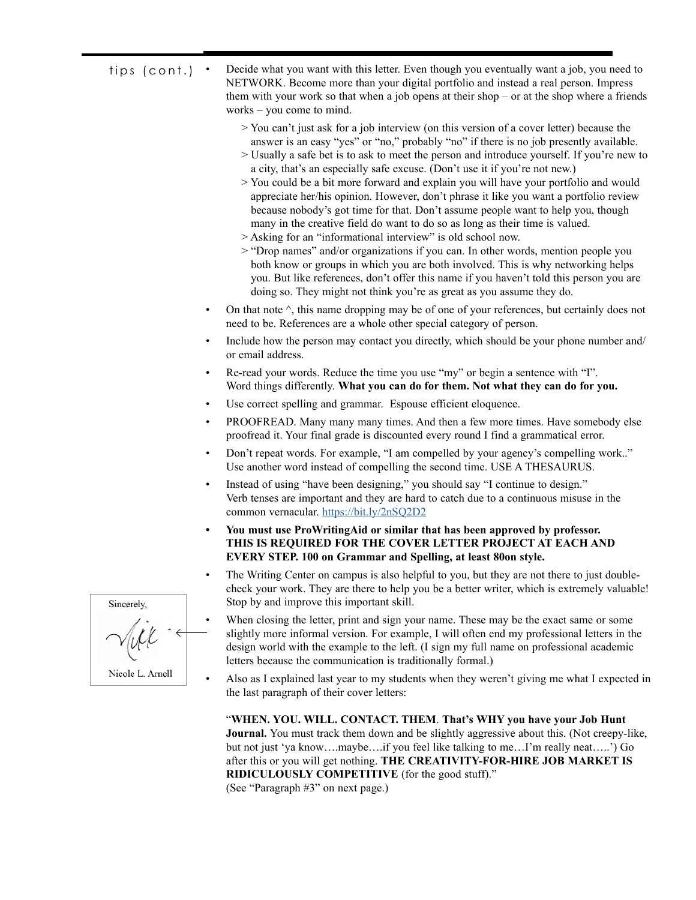tips (cont.)

- Decide what you want with this letter. Even though you eventually want a job, you need to NETWORK. Become more than your digital portfolio and instead a real person. Impress them with your work so that when a job opens at their shop – or at the shop where a friends works – you come to mind.

  > You can't just ask for a job interview (on this version of a cover letter) because the answer is an easy "yes" or "no," probably "no" if there is no job presently available.
  > Usually a safe bet is to ask to meet the person and introduce yourself. If you're new to a city, that's an especially safe excuse. (Don't use it if you're not new.)
  > You could be a bit more forward and explain you will have your portfolio and would appreciate her/his opinion. However, don't phrase it like you want a portfolio review because nobody's got time for that. Don't assume people want to help you, though many in the creative field do want to do so as long as their time is valued.
  > Asking for an "informational interview" is old school now.
  > "Drop names" and/or organizations if you can. In other words, mention people you both know or groups in which you are both involved. This is why networking helps you. But like references, don't offer this name if you haven't told this person you are doing so. They might not think you're as great as you assume they do.

- On that note ^, this name dropping may be of one of your references, but certainly does not need to be. References are a whole other special category of person.
- Include how the person may contact you directly, which should be your phone number and/or email address.
- Re-read your words. Reduce the time you use "my" or begin a sentence with "I". Word things differently. **What you can do for them. Not what they can do for you.**
- Use correct spelling and grammar. Espouse efficient eloquence.
- PROOFREAD. Many many many times. And then a few more times. Have somebody else proofread it. Your final grade is discounted every round I find a grammatical error.
- Don't repeat words. For example, "I am compelled by your agency's compelling work.." Use another word instead of compelling the second time. USE A THESAURUS.
- Instead of using "have been designing," you should say "I continue to design." Verb tenses are important and they are hard to catch due to a continuous misuse in the common vernacular. https://bit.ly/2nSQ2D2
- **You must use ProWritingAid or similar that has been approved by professor. THIS IS REQUIRED FOR THE COVER LETTER PROJECT AT EACH AND EVERY STEP. 100 on Grammar and Spelling, at least 80on style.**
- The Writing Center on campus is also helpful to you, but they are not there to just double-check your work. They are there to help you be a better writer, which is extremely valuable! Stop by and improve this important skill.
- When closing the letter, print and sign your name. These may be the exact same or some slightly more informal version. For example, I will often end my professional letters in the design world with the example to the left. (I sign my full name on professional academic letters because the communication is traditionally formal.)

  Sincerely,

  Nikki

  Nicole L. Arnell

- Also as I explained last year to my students when they weren't giving me what I expected in the last paragraph of their cover letters:

  "**WHEN. YOU. WILL. CONTACT. THEM**. **That's WHY you have your Job Hunt Journal.** You must track them down and be slightly aggressive about this. (Not creepy-like, but not just 'ya know….maybe….if you feel like talking to me…I'm really neat…..') Go after this or you will get nothing. **THE CREATIVITY-FOR-HIRE JOB MARKET IS RIDICULOUSLY COMPETITIVE** (for the good stuff)."
  (See "Paragraph #3" on next page.)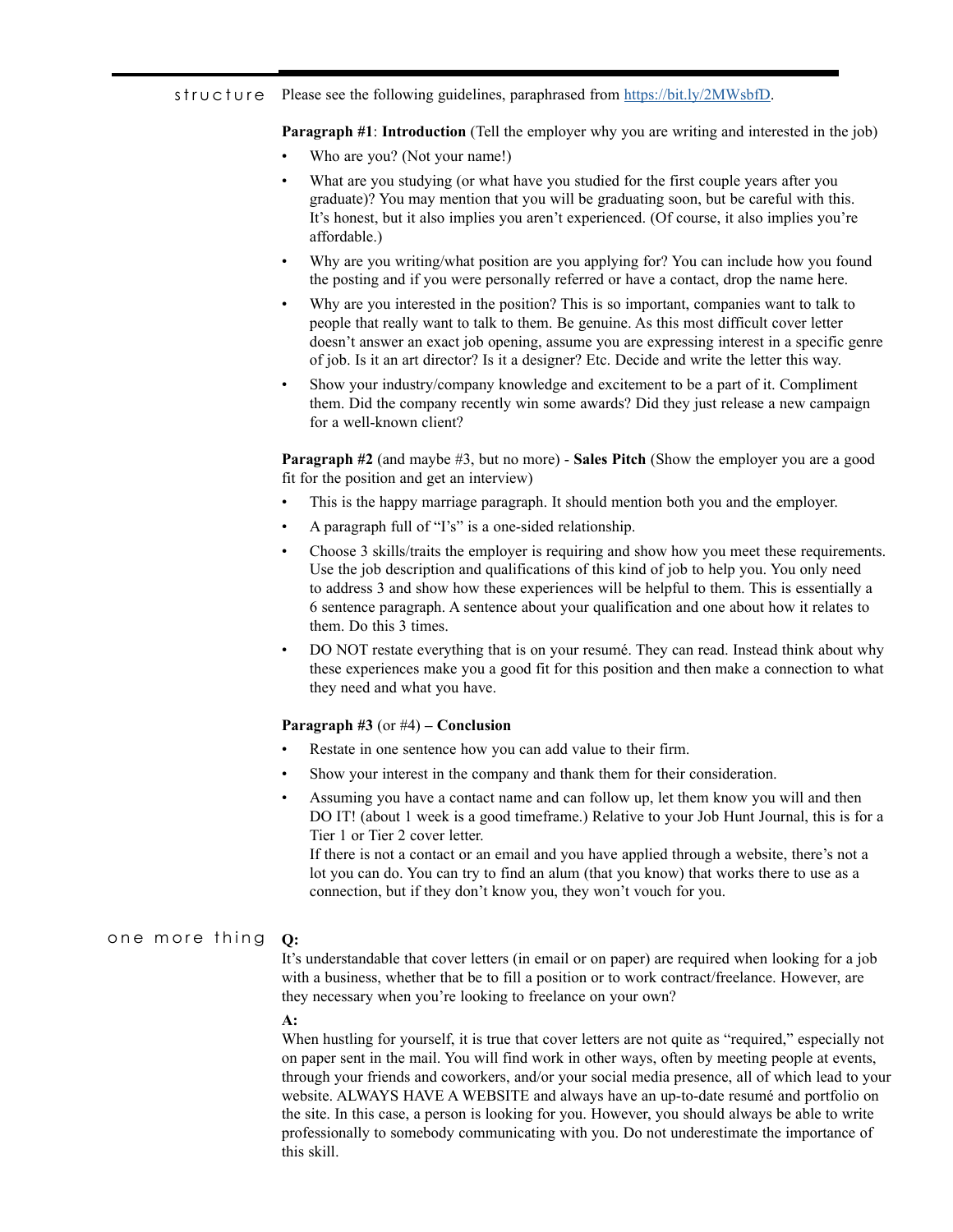## structure

Please see the following guidelines, paraphrased from https://bit.ly/2MWsbfD.

**Paragraph #1**: **Introduction** (Tell the employer why you are writing and interested in the job)

- Who are you? (Not your name!)
- What are you studying (or what have you studied for the first couple years after you graduate)? You may mention that you will be graduating soon, but be careful with this. It's honest, but it also implies you aren't experienced. (Of course, it also implies you're affordable.)
- Why are you writing/what position are you applying for? You can include how you found the posting and if you were personally referred or have a contact, drop the name here.
- Why are you interested in the position? This is so important, companies want to talk to people that really want to talk to them. Be genuine. As this most difficult cover letter doesn't answer an exact job opening, assume you are expressing interest in a specific genre of job. Is it an art director? Is it a designer? Etc. Decide and write the letter this way.
- Show your industry/company knowledge and excitement to be a part of it. Compliment them. Did the company recently win some awards? Did they just release a new campaign for a well-known client?

**Paragraph #2** (and maybe #3, but no more) - **Sales Pitch** (Show the employer you are a good fit for the position and get an interview)

- This is the happy marriage paragraph. It should mention both you and the employer.
- A paragraph full of "I's" is a one-sided relationship.
- Choose 3 skills/traits the employer is requiring and show how you meet these requirements. Use the job description and qualifications of this kind of job to help you. You only need to address 3 and show how these experiences will be helpful to them. This is essentially a 6 sentence paragraph. A sentence about your qualification and one about how it relates to them. Do this 3 times.
- DO NOT restate everything that is on your resumé. They can read. Instead think about why these experiences make you a good fit for this position and then make a connection to what they need and what you have.

**Paragraph #3** (or #4) **– Conclusion**

- Restate in one sentence how you can add value to their firm.
- Show your interest in the company and thank them for their consideration.
- Assuming you have a contact name and can follow up, let them know you will and then DO IT! (about 1 week is a good timeframe.) Relative to your Job Hunt Journal, this is for a Tier 1 or Tier 2 cover letter.
  If there is not a contact or an email and you have applied through a website, there's not a lot you can do. You can try to find an alum (that you know) that works there to use as a connection, but if they don't know you, they won't vouch for you.

## one more thing

**Q:**
It's understandable that cover letters (in email or on paper) are required when looking for a job with a business, whether that be to fill a position or to work contract/freelance. However, are they necessary when you're looking to freelance on your own?

**A:**
When hustling for yourself, it is true that cover letters are not quite as "required," especially not on paper sent in the mail. You will find work in other ways, often by meeting people at events, through your friends and coworkers, and/or your social media presence, all of which lead to your website. ALWAYS HAVE A WEBSITE and always have an up-to-date resumé and portfolio on the site. In this case, a person is looking for you. However, you should always be able to write professionally to somebody communicating with you. Do not underestimate the importance of this skill.